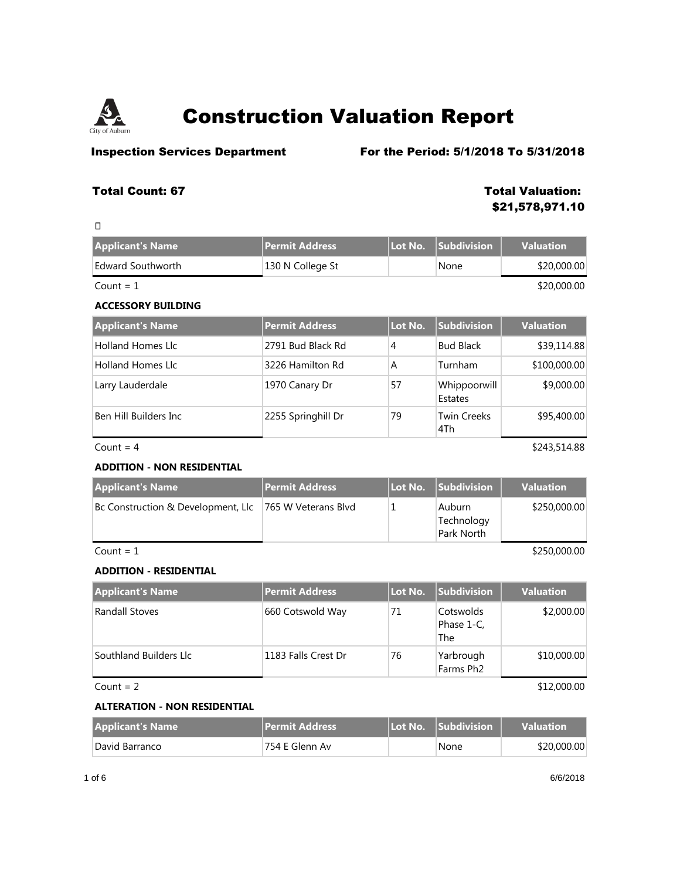# Construction Valuation Report

City of Auburn

**Inspection Services Department** **For the Period: 5/1/2018 To 5/31/2018**

**Total Count: 67** **Total Valuation: $21,578,971.10**

| Applicant's Name | Permit Address | Lot No. | Subdivision | Valuation |
|---|---|---|---|---|
| Edward Southworth | 130 N College St | | None | $20,000.00 |

Count = 1 $20,000.00

**ACCESSORY BUILDING**

| Applicant's Name | Permit Address | Lot No. | Subdivision | Valuation |
|---|---|---|---|---|
| Holland Homes Llc | 2791 Bud Black Rd | 4 | Bud Black | $39,114.88 |
| Holland Homes Llc | 3226 Hamilton Rd | A | Turnham | $100,000.00 |
| Larry Lauderdale | 1970 Canary Dr | 57 | Whippoorwill Estates | $9,000.00 |
| Ben Hill Builders Inc | 2255 Springhill Dr | 79 | Twin Creeks 4Th | $95,400.00 |

Count = 4 $243,514.88

**ADDITION - NON RESIDENTIAL**

| Applicant's Name | Permit Address | Lot No. | Subdivision | Valuation |
|---|---|---|---|---|
| Bc Construction & Development, Llc | 765 W Veterans Blvd | 1 | Auburn Technology Park North | $250,000.00 |

Count = 1 $250,000.00

**ADDITION - RESIDENTIAL**

| Applicant's Name | Permit Address | Lot No. | Subdivision | Valuation |
|---|---|---|---|---|
| Randall Stoves | 660 Cotswold Way | 71 | Cotswolds Phase 1-C, The | $2,000.00 |
| Southland Builders Llc | 1183 Falls Crest Dr | 76 | Yarbrough Farms Ph2 | $10,000.00 |

Count = 2 $12,000.00

**ALTERATION - NON RESIDENTIAL**

| Applicant's Name | Permit Address | Lot No. | Subdivision | Valuation |
|---|---|---|---|---|
| David Barranco | 754 E Glenn Av | | None | $20,000.00 |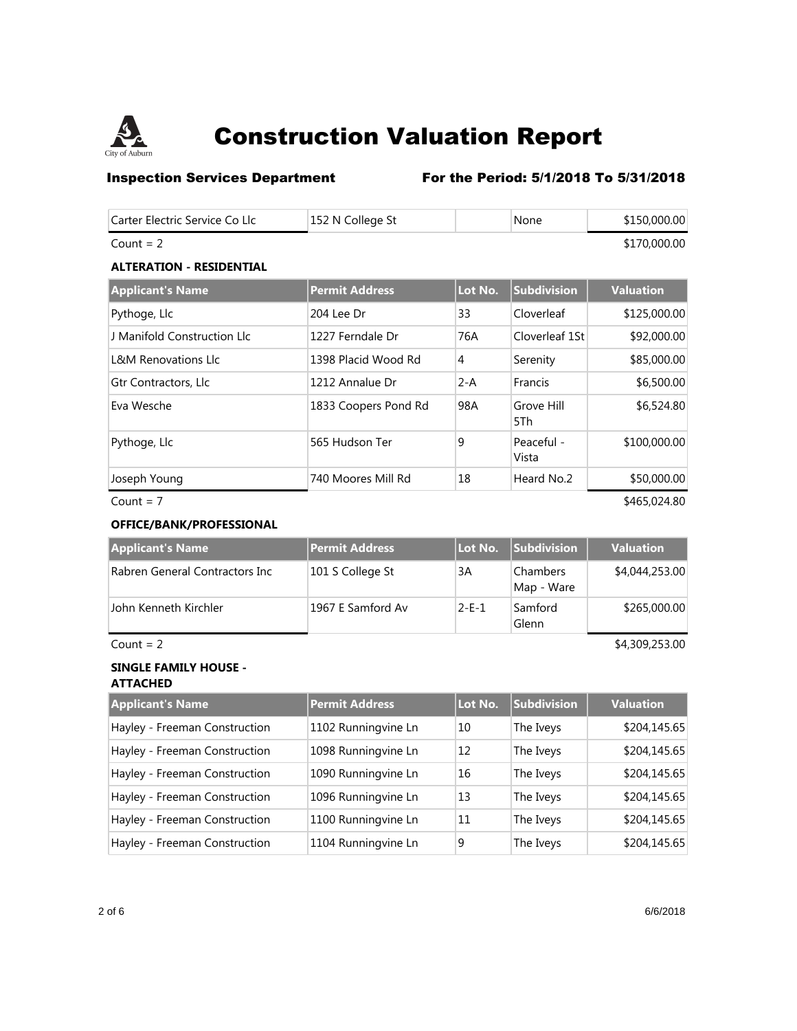# Construction Valuation Report

**Inspection Services Department** **For the Period: 5/1/2018 To 5/31/2018**

| Carter Electric Service Co Llc | 152 N College St | | None | $150,000.00 |
|---|---|---|---|---|

Count = 2 $170,000.00

**ALTERATION - RESIDENTIAL**

| Applicant's Name | Permit Address | Lot No. | Subdivision | Valuation |
|---|---|---|---|---|
| Pythoge, Llc | 204 Lee Dr | 33 | Cloverleaf | $125,000.00 |
| J Manifold Construction Llc | 1227 Ferndale Dr | 76A | Cloverleaf 1St | $92,000.00 |
| L&M Renovations Llc | 1398 Placid Wood Rd | 4 | Serenity | $85,000.00 |
| Gtr Contractors, Llc | 1212 Annalue Dr | 2-A | Francis | $6,500.00 |
| Eva Wesche | 1833 Coopers Pond Rd | 98A | Grove Hill 5Th | $6,524.80 |
| Pythoge, Llc | 565 Hudson Ter | 9 | Peaceful - Vista | $100,000.00 |
| Joseph Young | 740 Moores Mill Rd | 18 | Heard No.2 | $50,000.00 |

Count = 7 $465,024.80

**OFFICE/BANK/PROFESSIONAL**

| Applicant's Name | Permit Address | Lot No. | Subdivision | Valuation |
|---|---|---|---|---|
| Rabren General Contractors Inc | 101 S College St | 3A | Chambers Map - Ware | $4,044,253.00 |
| John Kenneth Kirchler | 1967 E Samford Av | 2-E-1 | Samford Glenn | $265,000.00 |

Count = 2 $4,309,253.00

**SINGLE FAMILY HOUSE - ATTACHED**

| Applicant's Name | Permit Address | Lot No. | Subdivision | Valuation |
|---|---|---|---|---|
| Hayley - Freeman Construction | 1102 Runningvine Ln | 10 | The Iveys | $204,145.65 |
| Hayley - Freeman Construction | 1098 Runningvine Ln | 12 | The Iveys | $204,145.65 |
| Hayley - Freeman Construction | 1090 Runningvine Ln | 16 | The Iveys | $204,145.65 |
| Hayley - Freeman Construction | 1096 Runningvine Ln | 13 | The Iveys | $204,145.65 |
| Hayley - Freeman Construction | 1100 Runningvine Ln | 11 | The Iveys | $204,145.65 |
| Hayley - Freeman Construction | 1104 Runningvine Ln | 9 | The Iveys | $204,145.65 |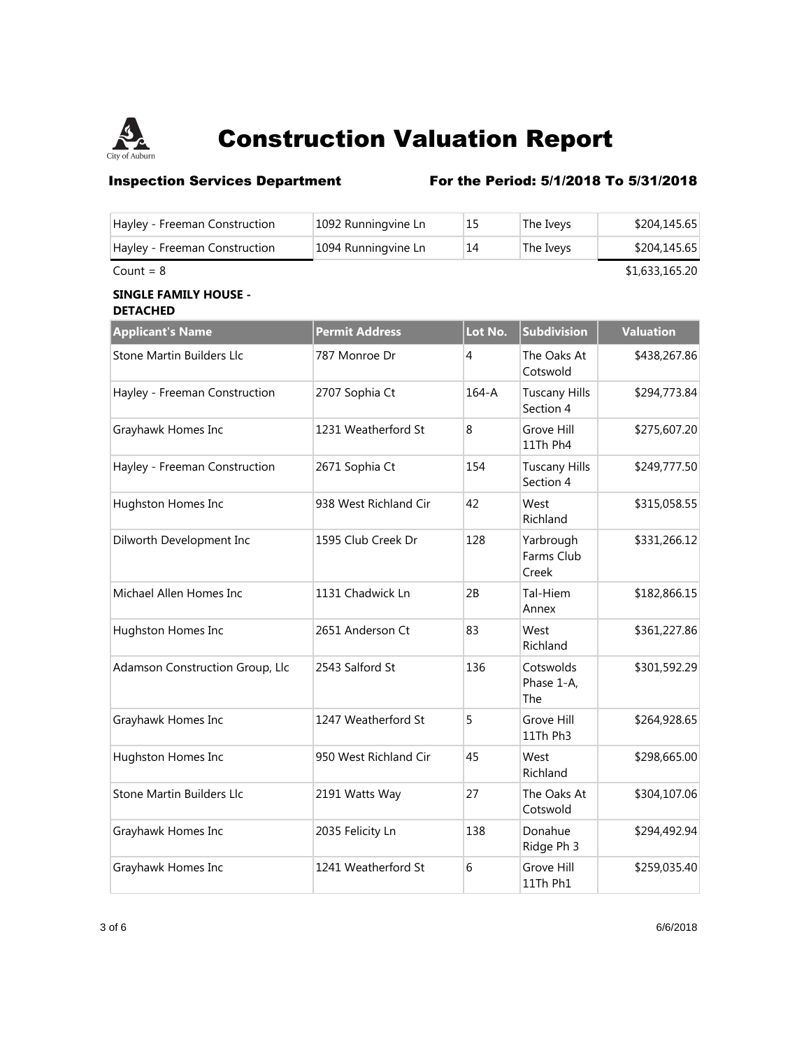# Construction Valuation Report

**Inspection Services Department** **For the Period: 5/1/2018 To 5/31/2018**

| | | | | |
|---|---|---|---|---|
| Hayley - Freeman Construction | 1092 Runningvine Ln | 15 | The Iveys | $204,145.65 |
| Hayley - Freeman Construction | 1094 Runningvine Ln | 14 | The Iveys | $204,145.65 |

Count = 8 $1,633,165.20

**SINGLE FAMILY HOUSE - DETACHED**

| Applicant's Name | Permit Address | Lot No. | Subdivision | Valuation |
|---|---|---|---|---|
| Stone Martin Builders Llc | 787 Monroe Dr | 4 | The Oaks At Cotswold | $438,267.86 |
| Hayley - Freeman Construction | 2707 Sophia Ct | 164-A | Tuscany Hills Section 4 | $294,773.84 |
| Grayhawk Homes Inc | 1231 Weatherford St | 8 | Grove Hill 11Th Ph4 | $275,607.20 |
| Hayley - Freeman Construction | 2671 Sophia Ct | 154 | Tuscany Hills Section 4 | $249,777.50 |
| Hughston Homes Inc | 938 West Richland Cir | 42 | West Richland | $315,058.55 |
| Dilworth Development Inc | 1595 Club Creek Dr | 128 | Yarbrough Farms Club Creek | $331,266.12 |
| Michael Allen Homes Inc | 1131 Chadwick Ln | 2B | Tal-Hiem Annex | $182,866.15 |
| Hughston Homes Inc | 2651 Anderson Ct | 83 | West Richland | $361,227.86 |
| Adamson Construction Group, Llc | 2543 Salford St | 136 | Cotswolds Phase 1-A, The | $301,592.29 |
| Grayhawk Homes Inc | 1247 Weatherford St | 5 | Grove Hill 11Th Ph3 | $264,928.65 |
| Hughston Homes Inc | 950 West Richland Cir | 45 | West Richland | $298,665.00 |
| Stone Martin Builders Llc | 2191 Watts Way | 27 | The Oaks At Cotswold | $304,107.06 |
| Grayhawk Homes Inc | 2035 Felicity Ln | 138 | Donahue Ridge Ph 3 | $294,492.94 |
| Grayhawk Homes Inc | 1241 Weatherford St | 6 | Grove Hill 11Th Ph1 | $259,035.40 |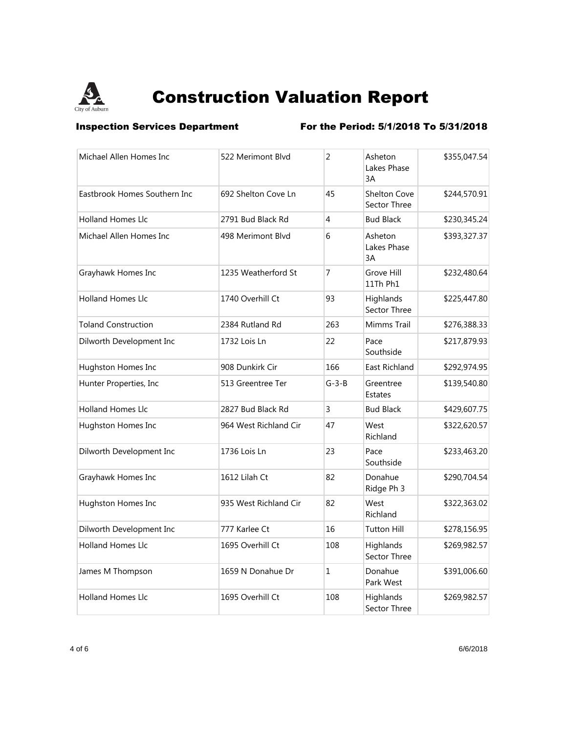# Construction Valuation Report

**Inspection Services Department** **For the Period: 5/1/2018 To 5/31/2018**

| | | | | |
|---|---|---|---|---|
| Michael Allen Homes Inc | 522 Merimont Blvd | 2 | Asheton Lakes Phase 3A | $355,047.54 |
| Eastbrook Homes Southern Inc | 692 Shelton Cove Ln | 45 | Shelton Cove Sector Three | $244,570.91 |
| Holland Homes Llc | 2791 Bud Black Rd | 4 | Bud Black | $230,345.24 |
| Michael Allen Homes Inc | 498 Merimont Blvd | 6 | Asheton Lakes Phase 3A | $393,327.37 |
| Grayhawk Homes Inc | 1235 Weatherford St | 7 | Grove Hill 11Th Ph1 | $232,480.64 |
| Holland Homes Llc | 1740 Overhill Ct | 93 | Highlands Sector Three | $225,447.80 |
| Toland Construction | 2384 Rutland Rd | 263 | Mimms Trail | $276,388.33 |
| Dilworth Development Inc | 1732 Lois Ln | 22 | Pace Southside | $217,879.93 |
| Hughston Homes Inc | 908 Dunkirk Cir | 166 | East Richland | $292,974.95 |
| Hunter Properties, Inc | 513 Greentree Ter | G-3-B | Greentree Estates | $139,540.80 |
| Holland Homes Llc | 2827 Bud Black Rd | 3 | Bud Black | $429,607.75 |
| Hughston Homes Inc | 964 West Richland Cir | 47 | West Richland | $322,620.57 |
| Dilworth Development Inc | 1736 Lois Ln | 23 | Pace Southside | $233,463.20 |
| Grayhawk Homes Inc | 1612 Lilah Ct | 82 | Donahue Ridge Ph 3 | $290,704.54 |
| Hughston Homes Inc | 935 West Richland Cir | 82 | West Richland | $322,363.02 |
| Dilworth Development Inc | 777 Karlee Ct | 16 | Tutton Hill | $278,156.95 |
| Holland Homes Llc | 1695 Overhill Ct | 108 | Highlands Sector Three | $269,982.57 |
| James M Thompson | 1659 N Donahue Dr | 1 | Donahue Park West | $391,006.60 |
| Holland Homes Llc | 1695 Overhill Ct | 108 | Highlands Sector Three | $269,982.57 |

6/6/2018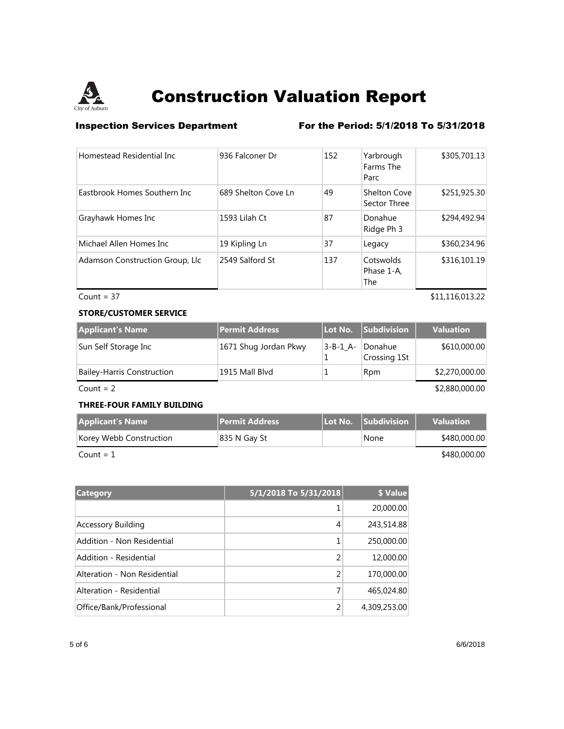# Construction Valuation Report

**Inspection Services Department** **For the Period: 5/1/2018 To 5/31/2018**

| Applicant's Name | Permit Address | Lot No. | Subdivision | Valuation |
|---|---|---|---|---|
| Homestead Residential Inc | 936 Falconer Dr | 152 | Yarbrough Farms The Parc | $305,701.13 |
| Eastbrook Homes Southern Inc | 689 Shelton Cove Ln | 49 | Shelton Cove Sector Three | $251,925.30 |
| Grayhawk Homes Inc | 1593 Lilah Ct | 87 | Donahue Ridge Ph 3 | $294,492.94 |
| Michael Allen Homes Inc | 19 Kipling Ln | 37 | Legacy | $360,234.96 |
| Adamson Construction Group, Llc | 2549 Salford St | 137 | Cotswolds Phase 1-A, The | $316,101.19 |

Count = 37 $11,116,013.22

**STORE/CUSTOMER SERVICE**

| Applicant's Name | Permit Address | Lot No. | Subdivision | Valuation |
|---|---|---|---|---|
| Sun Self Storage Inc | 1671 Shug Jordan Pkwy | 3-B-1_A-1 | Donahue Crossing 1St | $610,000.00 |
| Bailey-Harris Construction | 1915 Mall Blvd | 1 | Rpm | $2,270,000.00 |

Count = 2 $2,880,000.00

**THREE-FOUR FAMILY BUILDING**

| Applicant's Name | Permit Address | Lot No. | Subdivision | Valuation |
|---|---|---|---|---|
| Korey Webb Construction | 835 N Gay St | | None | $480,000.00 |

Count = 1 $480,000.00

| Category | 5/1/2018 To 5/31/2018 | $ Value |
|---|---|---|
| | 1 | 20,000.00 |
| Accessory Building | 4 | 243,514.88 |
| Addition - Non Residential | 1 | 250,000.00 |
| Addition - Residential | 2 | 12,000.00 |
| Alteration - Non Residential | 2 | 170,000.00 |
| Alteration - Residential | 7 | 465,024.80 |
| Office/Bank/Professional | 2 | 4,309,253.00 |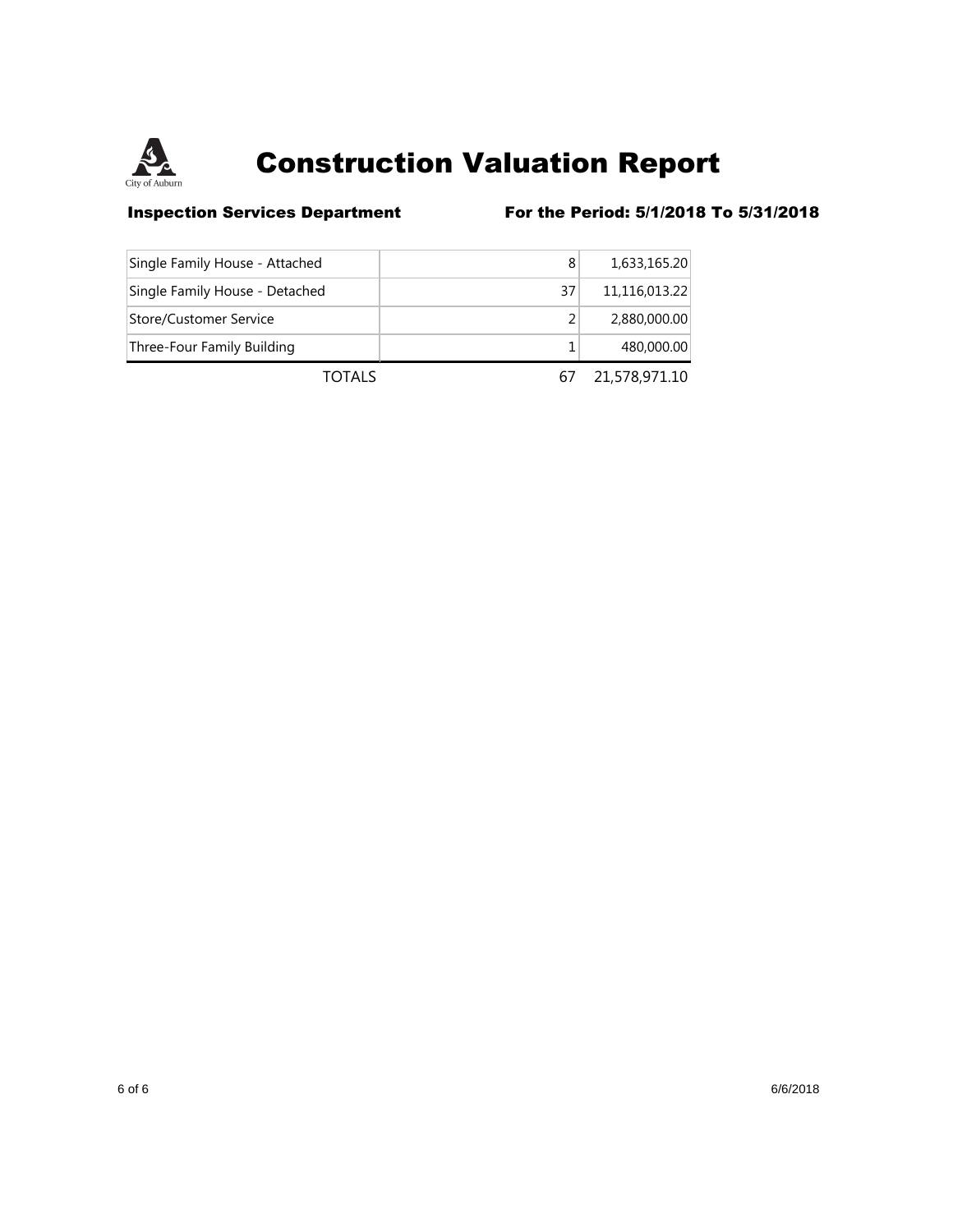# Construction Valuation Report

**Inspection Services Department** **For the Period: 5/1/2018 To 5/31/2018**

| | | |
|---|---|---|
| Single Family House - Attached | 8 | 1,633,165.20 |
| Single Family House - Detached | 37 | 11,116,013.22 |
| Store/Customer Service | 2 | 2,880,000.00 |
| Three-Four Family Building | 1 | 480,000.00 |
| TOTALS | 67 | 21,578,971.10 |

6/6/2018